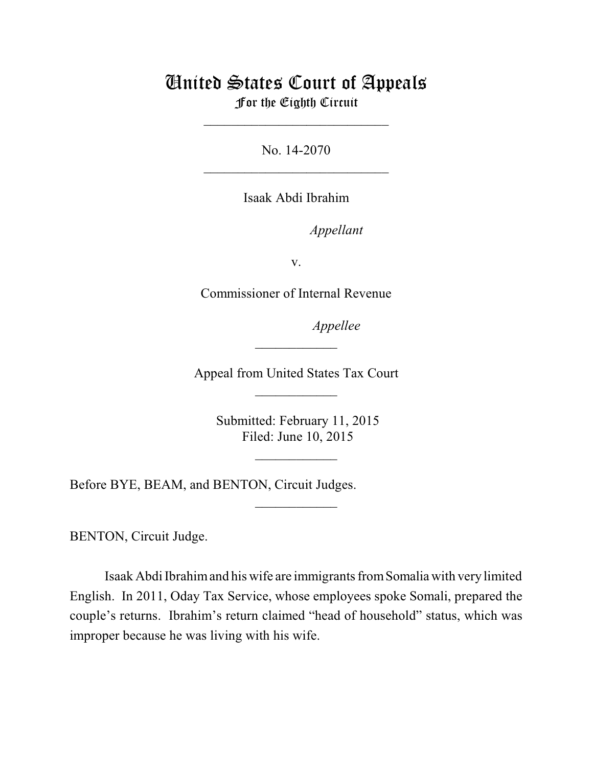# United States Court of Appeals
## For the Eighth Circuit

---

No. 14-2070

---

Isaak Abdi Ibrahim

*Appellant*

v.

Commissioner of Internal Revenue

*Appellee*

---

Appeal from United States Tax Court

---

Submitted: February 11, 2015
Filed: June 10, 2015

---

Before BYE, BEAM, and BENTON, Circuit Judges.

---

BENTON, Circuit Judge.

Isaak Abdi Ibrahim and his wife are immigrants from Somalia with very limited English. In 2011, Oday Tax Service, whose employees spoke Somali, prepared the couple's returns. Ibrahim's return claimed "head of household" status, which was improper because he was living with his wife.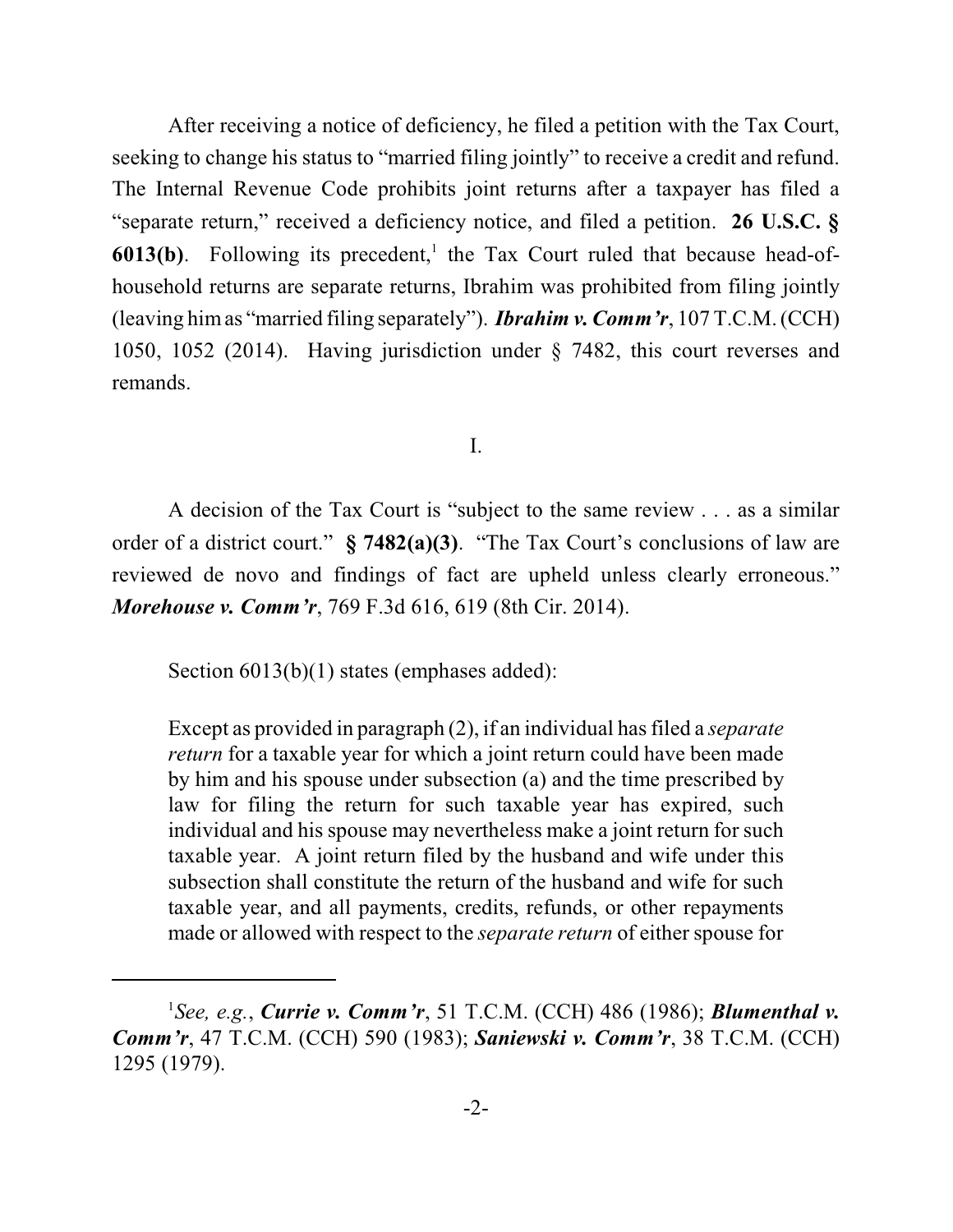After receiving a notice of deficiency, he filed a petition with the Tax Court, seeking to change his status to "married filing jointly" to receive a credit and refund. The Internal Revenue Code prohibits joint returns after a taxpayer has filed a "separate return," received a deficiency notice, and filed a petition. **26 U.S.C. § 6013(b)**. Following its precedent,[1] the Tax Court ruled that because head-of-household returns are separate returns, Ibrahim was prohibited from filing jointly (leaving him as "married filing separately"). ***Ibrahim v. Comm'r***, 107 T.C.M. (CCH) 1050, 1052 (2014). Having jurisdiction under § 7482, this court reverses and remands.

## I.

A decision of the Tax Court is "subject to the same review . . . as a similar order of a district court." **§ 7482(a)(3)**. "The Tax Court's conclusions of law are reviewed de novo and findings of fact are upheld unless clearly erroneous." ***Morehouse v. Comm'r***, 769 F.3d 616, 619 (8th Cir. 2014).

Section 6013(b)(1) states (emphases added):

> Except as provided in paragraph (2), if an individual has filed a *separate return* for a taxable year for which a joint return could have been made by him and his spouse under subsection (a) and the time prescribed by law for filing the return for such taxable year has expired, such individual and his spouse may nevertheless make a joint return for such taxable year. A joint return filed by the husband and wife under this subsection shall constitute the return of the husband and wife for such taxable year, and all payments, credits, refunds, or other repayments made or allowed with respect to the *separate return* of either spouse for

---

[1] *See, e.g.*, ***Currie v. Comm'r***, 51 T.C.M. (CCH) 486 (1986); ***Blumenthal v. Comm'r***, 47 T.C.M. (CCH) 590 (1983); ***Saniewski v. Comm'r***, 38 T.C.M. (CCH) 1295 (1979).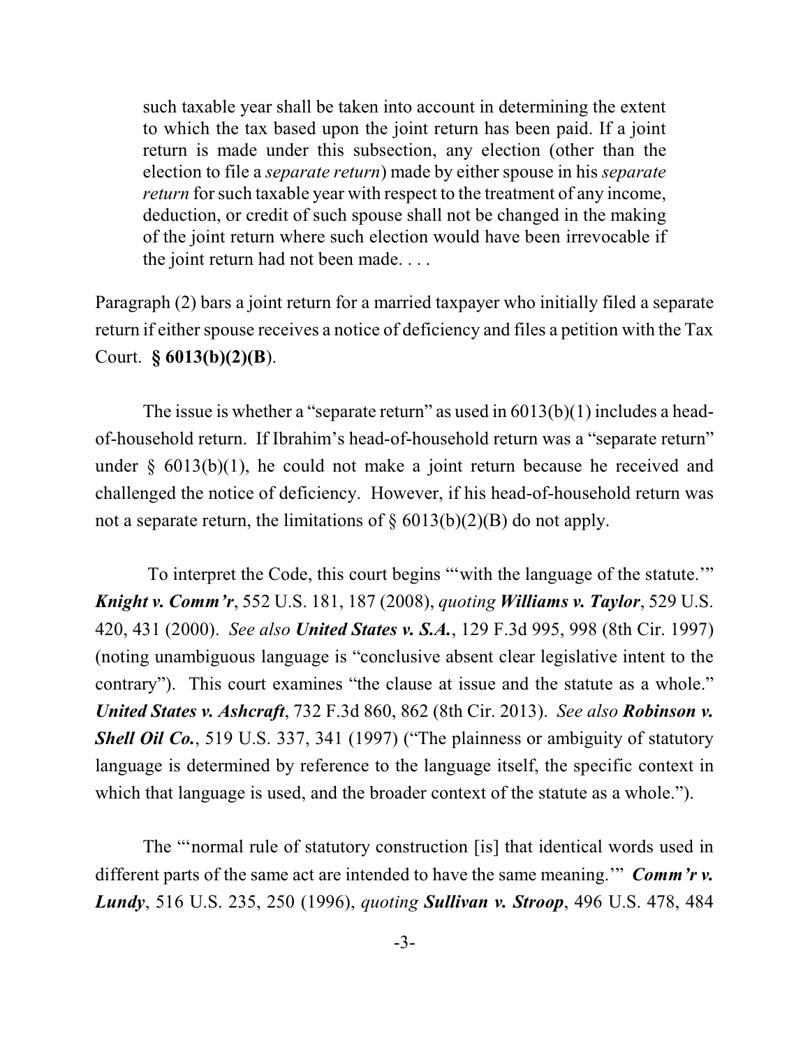> such taxable year shall be taken into account in determining the extent to which the tax based upon the joint return has been paid. If a joint return is made under this subsection, any election (other than the election to file a *separate return*) made by either spouse in his *separate return* for such taxable year with respect to the treatment of any income, deduction, or credit of such spouse shall not be changed in the making of the joint return where such election would have been irrevocable if the joint return had not been made. . . .

Paragraph (2) bars a joint return for a married taxpayer who initially filed a separate return if either spouse receives a notice of deficiency and files a petition with the Tax Court. **§ 6013(b)(2)(B)**.

The issue is whether a "separate return" as used in 6013(b)(1) includes a head-of-household return. If Ibrahim's head-of-household return was a "separate return" under § 6013(b)(1), he could not make a joint return because he received and challenged the notice of deficiency. However, if his head-of-household return was not a separate return, the limitations of § 6013(b)(2)(B) do not apply.

To interpret the Code, this court begins "'with the language of the statute.'" ***Knight v. Comm'r***, 552 U.S. 181, 187 (2008), *quoting* ***Williams v. Taylor***, 529 U.S. 420, 431 (2000). *See also* ***United States v. S.A.***, 129 F.3d 995, 998 (8th Cir. 1997) (noting unambiguous language is "conclusive absent clear legislative intent to the contrary"). This court examines "the clause at issue and the statute as a whole." ***United States v. Ashcraft***, 732 F.3d 860, 862 (8th Cir. 2013). *See also* ***Robinson v. Shell Oil Co.***, 519 U.S. 337, 341 (1997) ("The plainness or ambiguity of statutory language is determined by reference to the language itself, the specific context in which that language is used, and the broader context of the statute as a whole.").

The "'normal rule of statutory construction [is] that identical words used in different parts of the same act are intended to have the same meaning.'" ***Comm'r v. Lundy***, 516 U.S. 235, 250 (1996), *quoting* ***Sullivan v. Stroop***, 496 U.S. 478, 484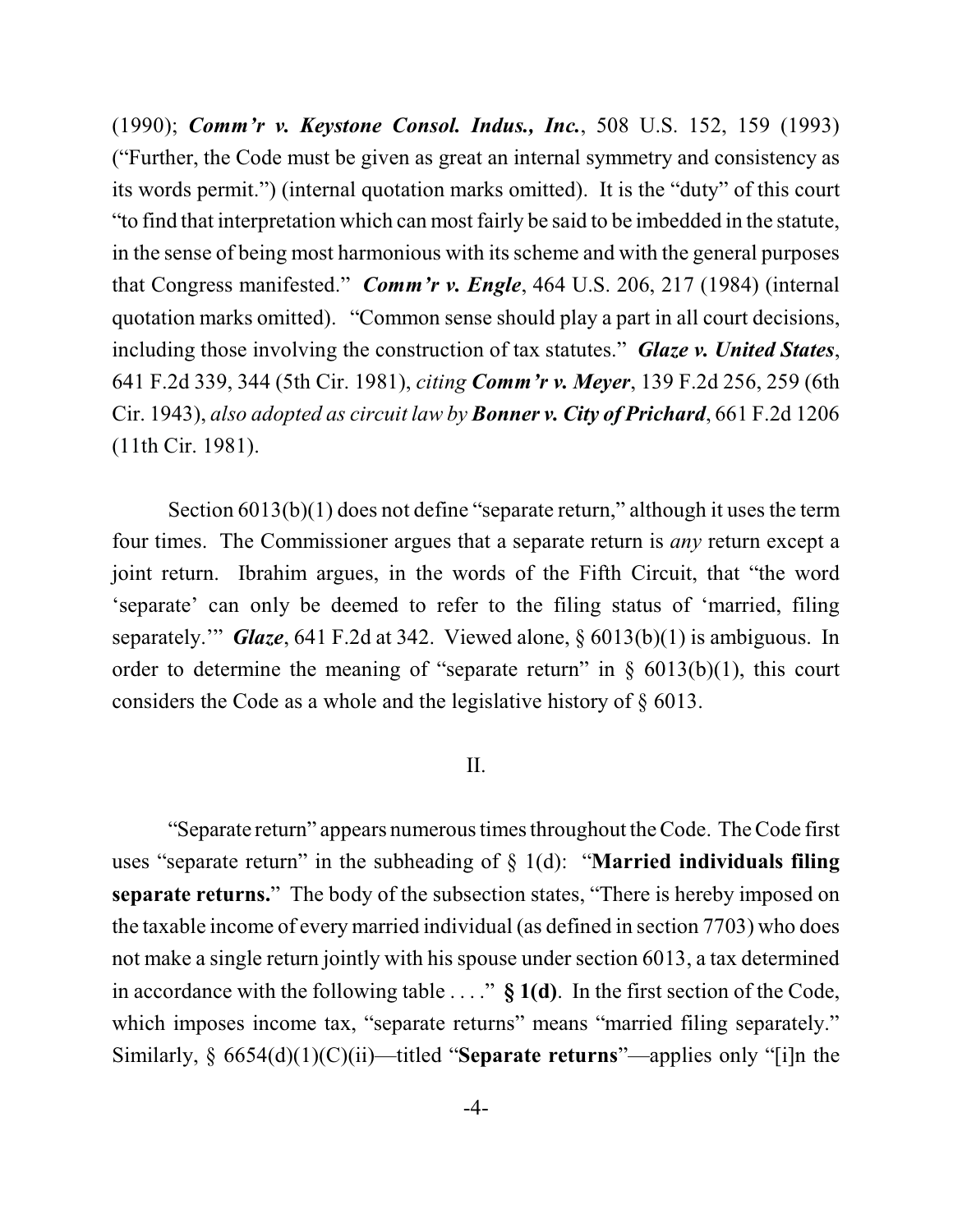(1990); ***Comm'r v. Keystone Consol. Indus., Inc.***, 508 U.S. 152, 159 (1993) ("Further, the Code must be given as great an internal symmetry and consistency as its words permit.") (internal quotation marks omitted). It is the "duty" of this court "to find that interpretation which can most fairly be said to be imbedded in the statute, in the sense of being most harmonious with its scheme and with the general purposes that Congress manifested." ***Comm'r v. Engle***, 464 U.S. 206, 217 (1984) (internal quotation marks omitted). "Common sense should play a part in all court decisions, including those involving the construction of tax statutes." ***Glaze v. United States***, 641 F.2d 339, 344 (5th Cir. 1981), *citing* ***Comm'r v. Meyer***, 139 F.2d 256, 259 (6th Cir. 1943), *also adopted as circuit law by* ***Bonner v. City of Prichard***, 661 F.2d 1206 (11th Cir. 1981).

Section 6013(b)(1) does not define "separate return," although it uses the term four times. The Commissioner argues that a separate return is *any* return except a joint return. Ibrahim argues, in the words of the Fifth Circuit, that "the word 'separate' can only be deemed to refer to the filing status of 'married, filing separately.'" ***Glaze***, 641 F.2d at 342. Viewed alone, § 6013(b)(1) is ambiguous. In order to determine the meaning of "separate return" in § 6013(b)(1), this court considers the Code as a whole and the legislative history of § 6013.

## II.

"Separate return" appears numerous times throughout the Code. The Code first uses "separate return" in the subheading of § 1(d): "**Married individuals filing separate returns.**" The body of the subsection states, "There is hereby imposed on the taxable income of every married individual (as defined in section 7703) who does not make a single return jointly with his spouse under section 6013, a tax determined in accordance with the following table . . . ." **§ 1(d)**. In the first section of the Code, which imposes income tax, "separate returns" means "married filing separately." Similarly, § 6654(d)(1)(C)(ii)—titled "**Separate returns**"—applies only "[i]n the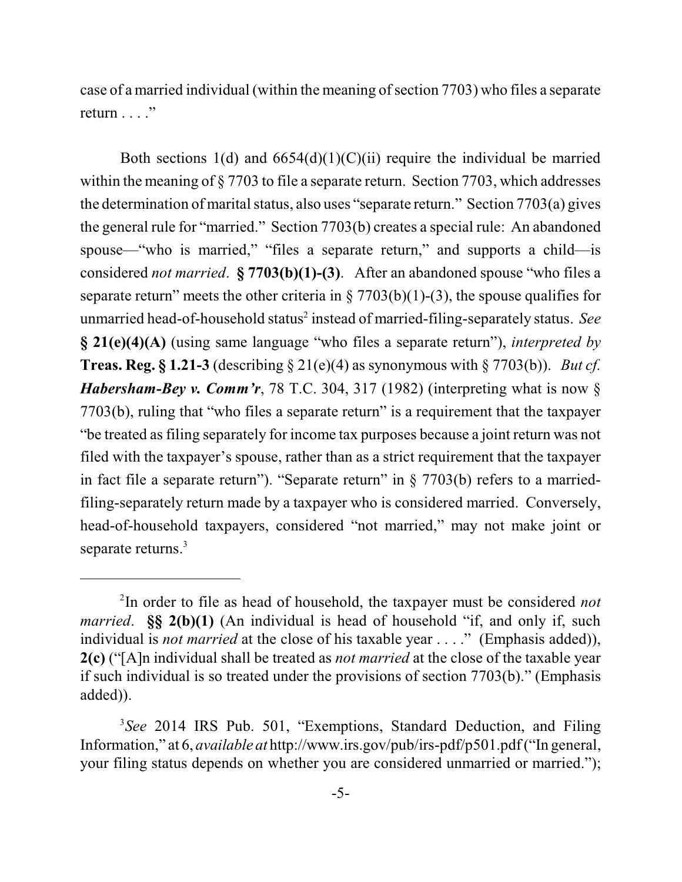case of a married individual (within the meaning of section 7703) who files a separate return . . . ."

Both sections 1(d) and 6654(d)(1)(C)(ii) require the individual be married within the meaning of § 7703 to file a separate return. Section 7703, which addresses the determination of marital status, also uses "separate return." Section 7703(a) gives the general rule for "married." Section 7703(b) creates a special rule: An abandoned spouse—"who is married," "files a separate return," and supports a child—is considered *not married*. **§ 7703(b)(1)-(3)**. After an abandoned spouse "who files a separate return" meets the other criteria in § 7703(b)(1)-(3), the spouse qualifies for unmarried head-of-household status[2] instead of married-filing-separately status. *See* **§ 21(e)(4)(A)** (using same language "who files a separate return"), *interpreted by* **Treas. Reg. § 1.21-3** (describing § 21(e)(4) as synonymous with § 7703(b)). *But cf.* ***Habersham-Bey v. Comm'r***, 78 T.C. 304, 317 (1982) (interpreting what is now § 7703(b), ruling that "who files a separate return" is a requirement that the taxpayer "be treated as filing separately for income tax purposes because a joint return was not filed with the taxpayer's spouse, rather than as a strict requirement that the taxpayer in fact file a separate return"). "Separate return" in § 7703(b) refers to a married-filing-separately return made by a taxpayer who is considered married. Conversely, head-of-household taxpayers, considered "not married," may not make joint or separate returns.[3]

---

[2]In order to file as head of household, the taxpayer must be considered *not married*. **§§ 2(b)(1)** (An individual is head of household "if, and only if, such individual is *not married* at the close of his taxable year . . . ." (Emphasis added)), **2(c)** ("[A]n individual shall be treated as *not married* at the close of the taxable year if such individual is so treated under the provisions of section 7703(b)." (Emphasis added)).

[3]*See* 2014 IRS Pub. 501, "Exemptions, Standard Deduction, and Filing Information," at 6, *available at* http://www.irs.gov/pub/irs-pdf/p501.pdf ("In general, your filing status depends on whether you are considered unmarried or married.");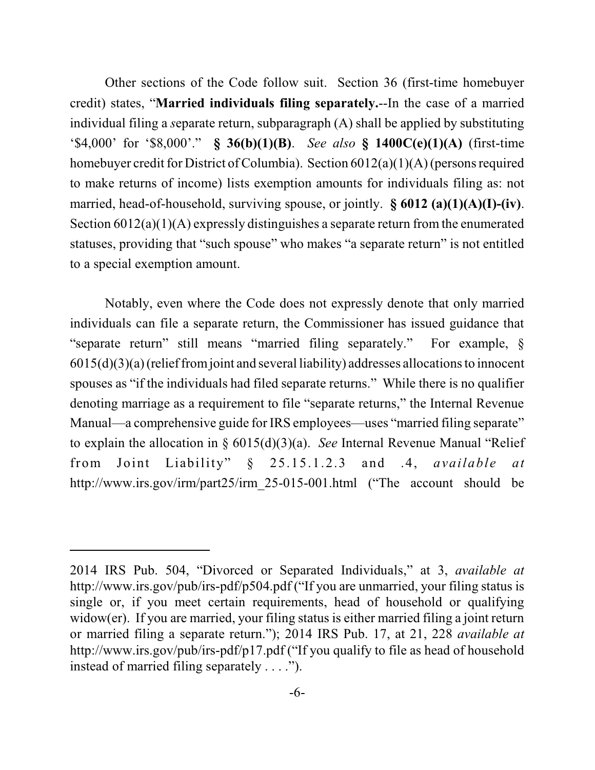Other sections of the Code follow suit. Section 36 (first-time homebuyer credit) states, "**Married individuals filing separately.**--In the case of a married individual filing a *s*eparate return, subparagraph (A) shall be applied by substituting '$4,000' for '$8,000'." **§ 36(b)(1)(B)**. *See also* **§ 1400C(e)(1)(A)** (first-time homebuyer credit for District of Columbia). Section 6012(a)(1)(A) (persons required to make returns of income) lists exemption amounts for individuals filing as: not married, head-of-household, surviving spouse, or jointly. **§ 6012 (a)(1)(A)(I)-(iv)**. Section 6012(a)(1)(A) expressly distinguishes a separate return from the enumerated statuses, providing that "such spouse" who makes "a separate return" is not entitled to a special exemption amount.

Notably, even where the Code does not expressly denote that only married individuals can file a separate return, the Commissioner has issued guidance that "separate return" still means "married filing separately." For example, § 6015(d)(3)(a) (relief from joint and several liability) addresses allocations to innocent spouses as "if the individuals had filed separate returns." While there is no qualifier denoting marriage as a requirement to file "separate returns," the Internal Revenue Manual—a comprehensive guide for IRS employees—uses "married filing separate" to explain the allocation in § 6015(d)(3)(a). *See* Internal Revenue Manual "Relief from Joint Liability" § 25.15.1.2.3 and .4, *available at* http://www.irs.gov/irm/part25/irm_25-015-001.html ("The account should be

---

2014 IRS Pub. 504, "Divorced or Separated Individuals," at 3, *available at* http://www.irs.gov/pub/irs-pdf/p504.pdf ("If you are unmarried, your filing status is single or, if you meet certain requirements, head of household or qualifying widow(er). If you are married, your filing status is either married filing a joint return or married filing a separate return."); 2014 IRS Pub. 17, at 21, 228 *available at* http://www.irs.gov/pub/irs-pdf/p17.pdf ("If you qualify to file as head of household instead of married filing separately . . . .").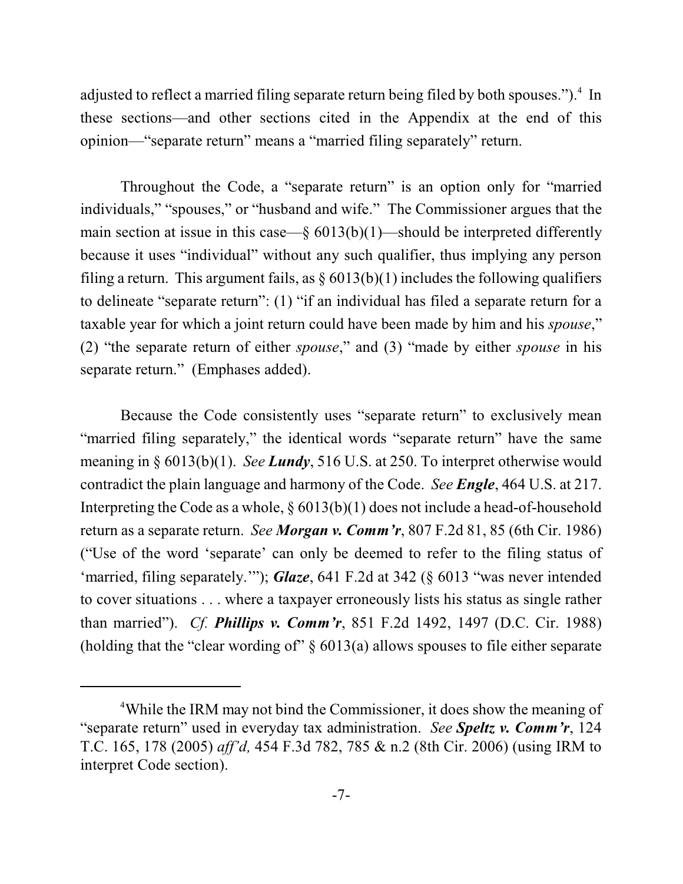adjusted to reflect a married filing separate return being filed by both spouses.").[4] In these sections—and other sections cited in the Appendix at the end of this opinion—"separate return" means a "married filing separately" return.

Throughout the Code, a "separate return" is an option only for "married individuals," "spouses," or "husband and wife." The Commissioner argues that the main section at issue in this case—§ 6013(b)(1)—should be interpreted differently because it uses "individual" without any such qualifier, thus implying any person filing a return. This argument fails, as § 6013(b)(1) includes the following qualifiers to delineate "separate return": (1) "if an individual has filed a separate return for a taxable year for which a joint return could have been made by him and his *spouse*," (2) "the separate return of either *spouse*," and (3) "made by either *spouse* in his separate return." (Emphases added).

Because the Code consistently uses "separate return" to exclusively mean "married filing separately," the identical words "separate return" have the same meaning in § 6013(b)(1). *See* ***Lundy***, 516 U.S. at 250. To interpret otherwise would contradict the plain language and harmony of the Code. *See* ***Engle***, 464 U.S. at 217. Interpreting the Code as a whole, § 6013(b)(1) does not include a head-of-household return as a separate return. *See* ***Morgan v. Comm'r***, 807 F.2d 81, 85 (6th Cir. 1986) ("Use of the word 'separate' can only be deemed to refer to the filing status of 'married, filing separately.'"); ***Glaze***, 641 F.2d at 342 (§ 6013 "was never intended to cover situations . . . where a taxpayer erroneously lists his status as single rather than married"). *Cf.* ***Phillips v. Comm'r***, 851 F.2d 1492, 1497 (D.C. Cir. 1988) (holding that the "clear wording of" § 6013(a) allows spouses to file either separate

---

[4] While the IRM may not bind the Commissioner, it does show the meaning of "separate return" used in everyday tax administration. *See* ***Speltz v. Comm'r***, 124 T.C. 165, 178 (2005) *aff'd,* 454 F.3d 782, 785 & n.2 (8th Cir. 2006) (using IRM to interpret Code section).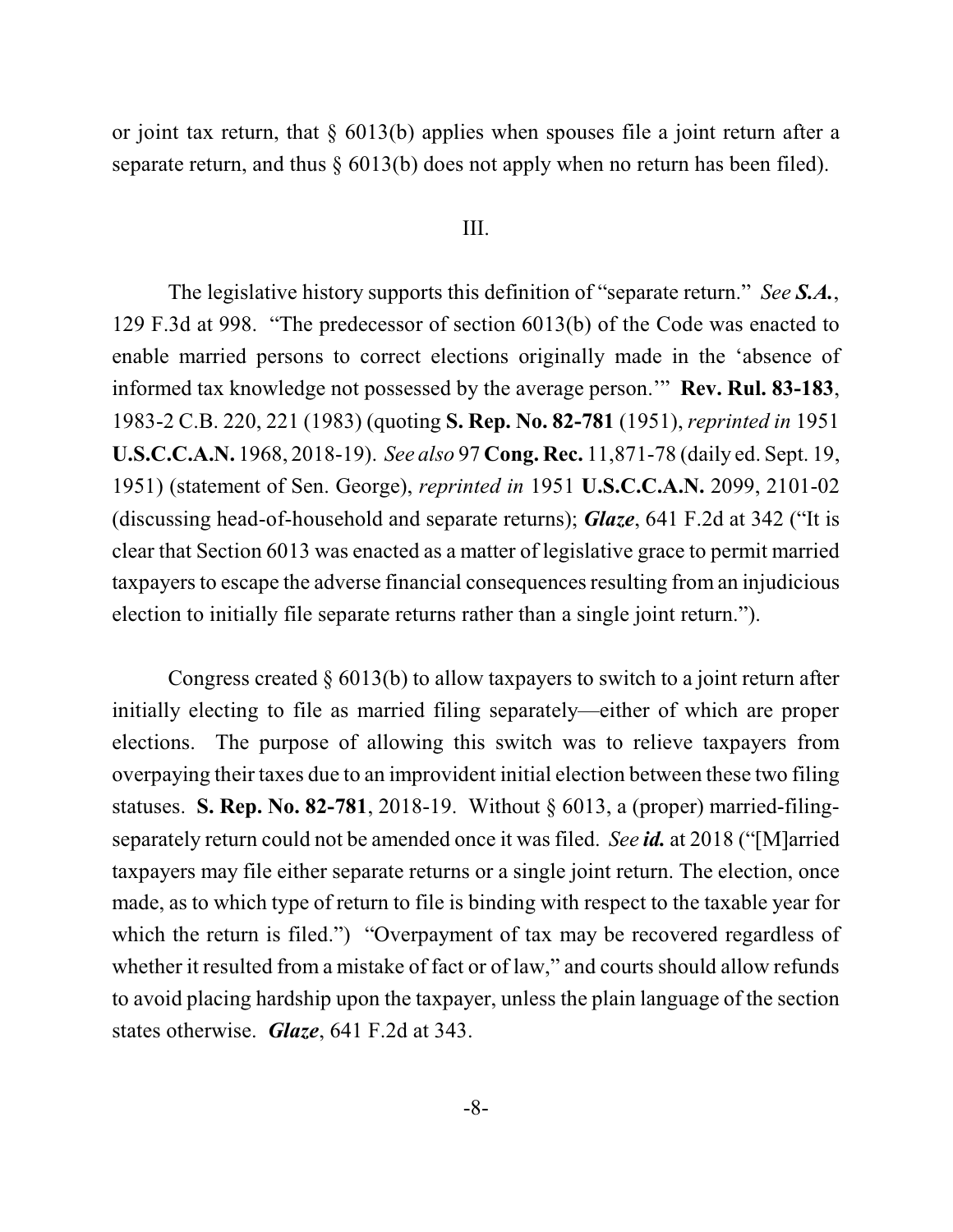or joint tax return, that § 6013(b) applies when spouses file a joint return after a separate return, and thus § 6013(b) does not apply when no return has been filed).

III.

The legislative history supports this definition of "separate return." *See **S.A.***, 129 F.3d at 998. "The predecessor of section 6013(b) of the Code was enacted to enable married persons to correct elections originally made in the 'absence of informed tax knowledge not possessed by the average person.'" **Rev. Rul. 83-183**, 1983-2 C.B. 220, 221 (1983) (quoting **S. Rep. No. 82-781** (1951), *reprinted in* 1951 **U.S.C.C.A.N.** 1968, 2018-19). *See also* 97 **Cong. Rec.** 11,871-78 (daily ed. Sept. 19, 1951) (statement of Sen. George), *reprinted in* 1951 **U.S.C.C.A.N.** 2099, 2101-02 (discussing head-of-household and separate returns); ***Glaze***, 641 F.2d at 342 ("It is clear that Section 6013 was enacted as a matter of legislative grace to permit married taxpayers to escape the adverse financial consequences resulting from an injudicious election to initially file separate returns rather than a single joint return.").

Congress created § 6013(b) to allow taxpayers to switch to a joint return after initially electing to file as married filing separately—either of which are proper elections. The purpose of allowing this switch was to relieve taxpayers from overpaying their taxes due to an improvident initial election between these two filing statuses. **S. Rep. No. 82-781**, 2018-19. Without § 6013, a (proper) married-filing-separately return could not be amended once it was filed. *See **id.*** at 2018 ("[M]arried taxpayers may file either separate returns or a single joint return. The election, once made, as to which type of return to file is binding with respect to the taxable year for which the return is filed.") "Overpayment of tax may be recovered regardless of whether it resulted from a mistake of fact or of law," and courts should allow refunds to avoid placing hardship upon the taxpayer, unless the plain language of the section states otherwise. ***Glaze***, 641 F.2d at 343.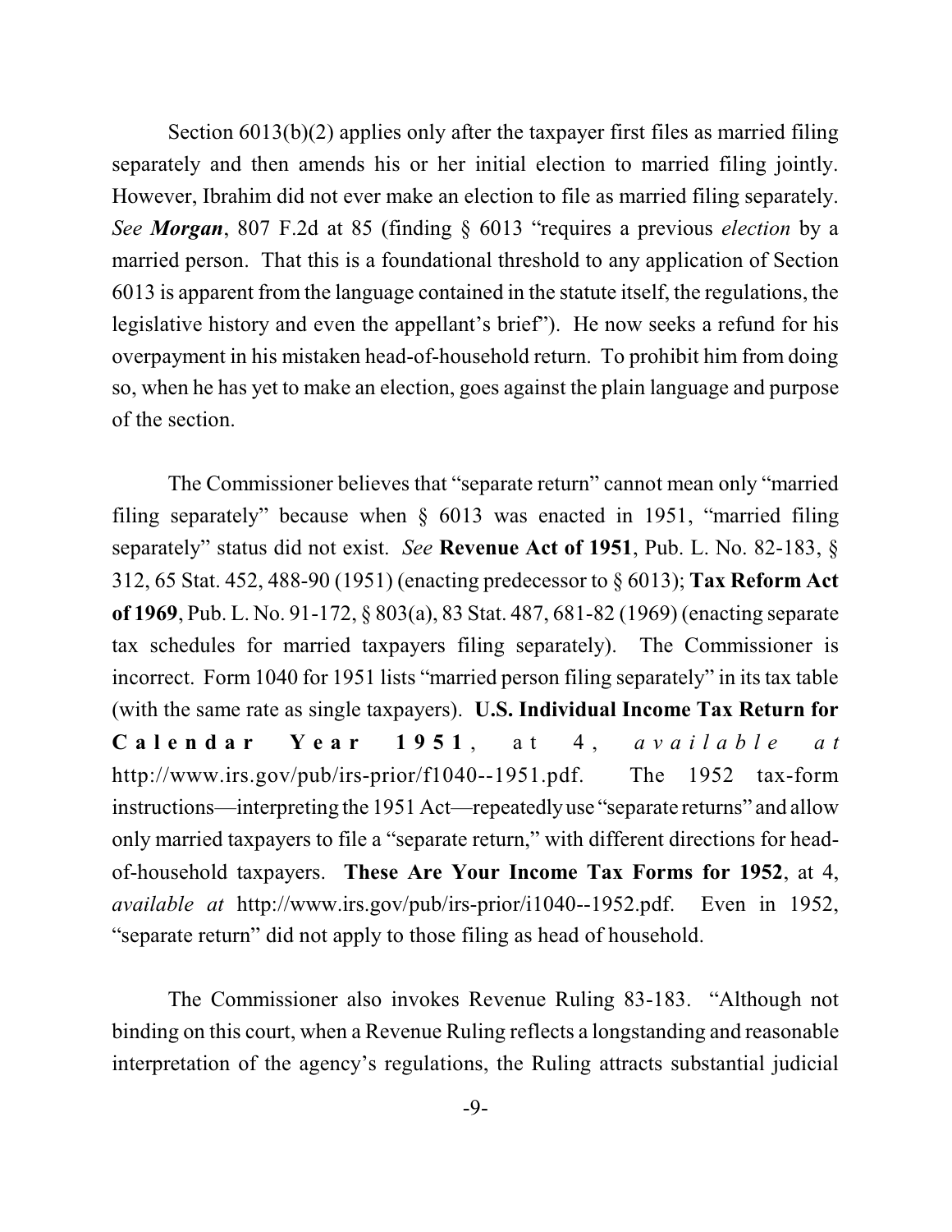Section 6013(b)(2) applies only after the taxpayer first files as married filing separately and then amends his or her initial election to married filing jointly. However, Ibrahim did not ever make an election to file as married filing separately. *See* ***Morgan***, 807 F.2d at 85 (finding § 6013 "requires a previous *election* by a married person. That this is a foundational threshold to any application of Section 6013 is apparent from the language contained in the statute itself, the regulations, the legislative history and even the appellant's brief"). He now seeks a refund for his overpayment in his mistaken head-of-household return. To prohibit him from doing so, when he has yet to make an election, goes against the plain language and purpose of the section.

The Commissioner believes that "separate return" cannot mean only "married filing separately" because when § 6013 was enacted in 1951, "married filing separately" status did not exist. *See* **Revenue Act of 1951**, Pub. L. No. 82-183, § 312, 65 Stat. 452, 488-90 (1951) (enacting predecessor to § 6013); **Tax Reform Act of 1969**, Pub. L. No. 91-172, § 803(a), 83 Stat. 487, 681-82 (1969) (enacting separate tax schedules for married taxpayers filing separately). The Commissioner is incorrect. Form 1040 for 1951 lists "married person filing separately" in its tax table (with the same rate as single taxpayers). **U.S. Individual Income Tax Return for Calendar Year 1951**, at 4, *available at* http://www.irs.gov/pub/irs-prior/f1040--1951.pdf. The 1952 tax-form instructions—interpreting the 1951 Act—repeatedly use "separate returns" and allow only married taxpayers to file a "separate return," with different directions for head-of-household taxpayers. **These Are Your Income Tax Forms for 1952**, at 4, *available at* http://www.irs.gov/pub/irs-prior/i1040--1952.pdf. Even in 1952, "separate return" did not apply to those filing as head of household.

The Commissioner also invokes Revenue Ruling 83-183. "Although not binding on this court, when a Revenue Ruling reflects a longstanding and reasonable interpretation of the agency's regulations, the Ruling attracts substantial judicial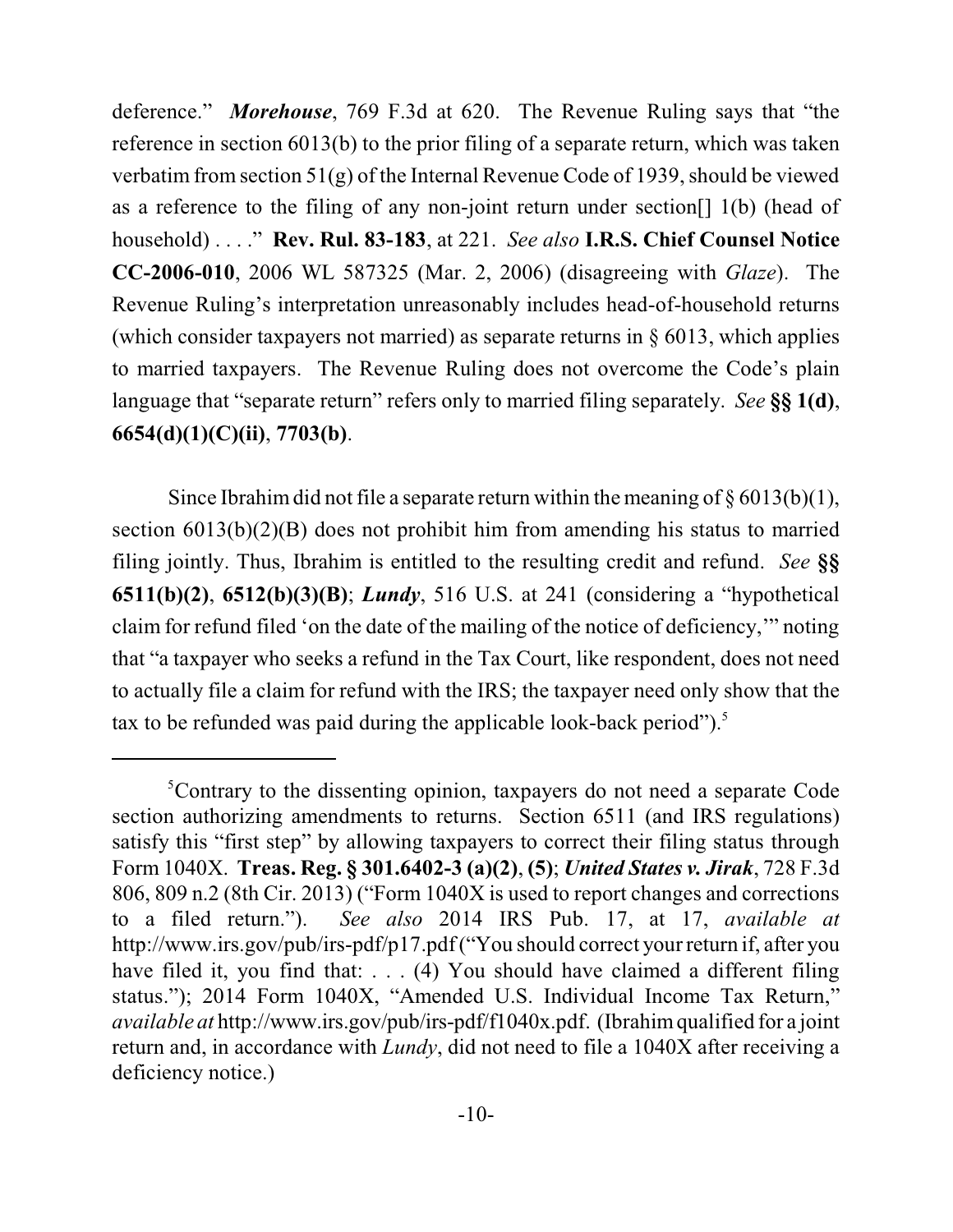deference." ***Morehouse***, 769 F.3d at 620. The Revenue Ruling says that "the reference in section 6013(b) to the prior filing of a separate return, which was taken verbatim from section 51(g) of the Internal Revenue Code of 1939, should be viewed as a reference to the filing of any non-joint return under section[] 1(b) (head of household) . . . ." **Rev. Rul. 83-183**, at 221. *See also* **I.R.S. Chief Counsel Notice CC-2006-010**, 2006 WL 587325 (Mar. 2, 2006) (disagreeing with *Glaze*). The Revenue Ruling's interpretation unreasonably includes head-of-household returns (which consider taxpayers not married) as separate returns in § 6013, which applies to married taxpayers. The Revenue Ruling does not overcome the Code's plain language that "separate return" refers only to married filing separately. *See* **§§ 1(d)**, **6654(d)(1)(C)(ii)**, **7703(b)**.

Since Ibrahim did not file a separate return within the meaning of § 6013(b)(1), section 6013(b)(2)(B) does not prohibit him from amending his status to married filing jointly. Thus, Ibrahim is entitled to the resulting credit and refund. *See* **§§ 6511(b)(2)**, **6512(b)(3)(B)**; ***Lundy***, 516 U.S. at 241 (considering a "hypothetical claim for refund filed 'on the date of the mailing of the notice of deficiency,'" noting that "a taxpayer who seeks a refund in the Tax Court, like respondent, does not need to actually file a claim for refund with the IRS; the taxpayer need only show that the tax to be refunded was paid during the applicable look-back period").[5]

---

[5]Contrary to the dissenting opinion, taxpayers do not need a separate Code section authorizing amendments to returns. Section 6511 (and IRS regulations) satisfy this "first step" by allowing taxpayers to correct their filing status through Form 1040X. **Treas. Reg. § 301.6402-3 (a)(2)**, **(5)**; ***United States v. Jirak***, 728 F.3d 806, 809 n.2 (8th Cir. 2013) ("Form 1040X is used to report changes and corrections to a filed return."). *See also* 2014 IRS Pub. 17, at 17, *available at* http://www.irs.gov/pub/irs-pdf/p17.pdf ("You should correct your return if, after you have filed it, you find that: . . . (4) You should have claimed a different filing status."); 2014 Form 1040X, "Amended U.S. Individual Income Tax Return," *available at* http://www.irs.gov/pub/irs-pdf/f1040x.pdf. (Ibrahim qualified for a joint return and, in accordance with *Lundy*, did not need to file a 1040X after receiving a deficiency notice.)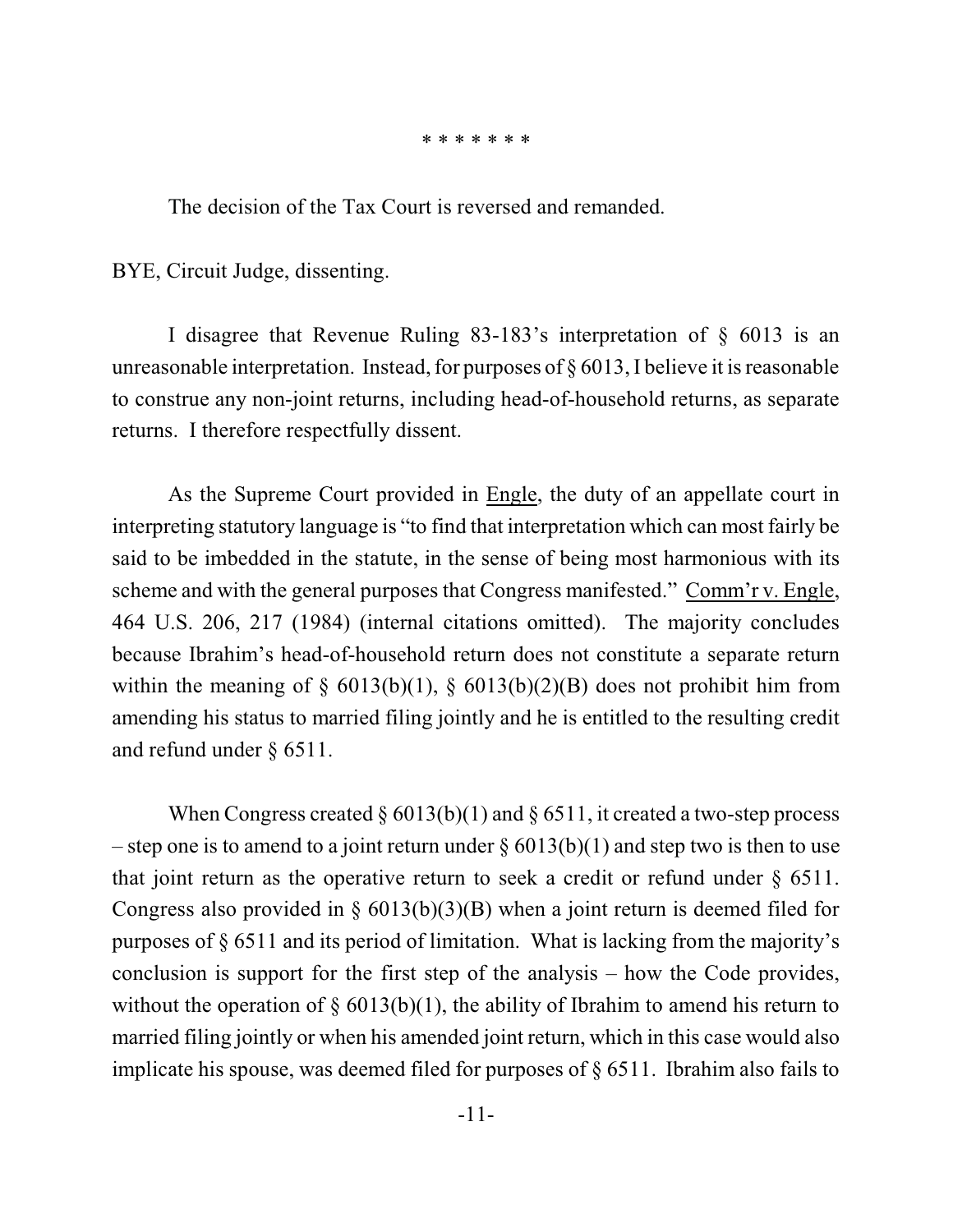\* \* \* \* \* \* \*

The decision of the Tax Court is reversed and remanded.

BYE, Circuit Judge, dissenting.

I disagree that Revenue Ruling 83-183's interpretation of § 6013 is an unreasonable interpretation. Instead, for purposes of § 6013, I believe it is reasonable to construe any non-joint returns, including head-of-household returns, as separate returns. I therefore respectfully dissent.

As the Supreme Court provided in Engle, the duty of an appellate court in interpreting statutory language is "to find that interpretation which can most fairly be said to be imbedded in the statute, in the sense of being most harmonious with its scheme and with the general purposes that Congress manifested." Comm'r v. Engle, 464 U.S. 206, 217 (1984) (internal citations omitted). The majority concludes because Ibrahim's head-of-household return does not constitute a separate return within the meaning of § 6013(b)(1), § 6013(b)(2)(B) does not prohibit him from amending his status to married filing jointly and he is entitled to the resulting credit and refund under § 6511.

When Congress created § 6013(b)(1) and § 6511, it created a two-step process – step one is to amend to a joint return under § 6013(b)(1) and step two is then to use that joint return as the operative return to seek a credit or refund under § 6511. Congress also provided in § 6013(b)(3)(B) when a joint return is deemed filed for purposes of § 6511 and its period of limitation. What is lacking from the majority's conclusion is support for the first step of the analysis – how the Code provides, without the operation of § 6013(b)(1), the ability of Ibrahim to amend his return to married filing jointly or when his amended joint return, which in this case would also implicate his spouse, was deemed filed for purposes of § 6511. Ibrahim also fails to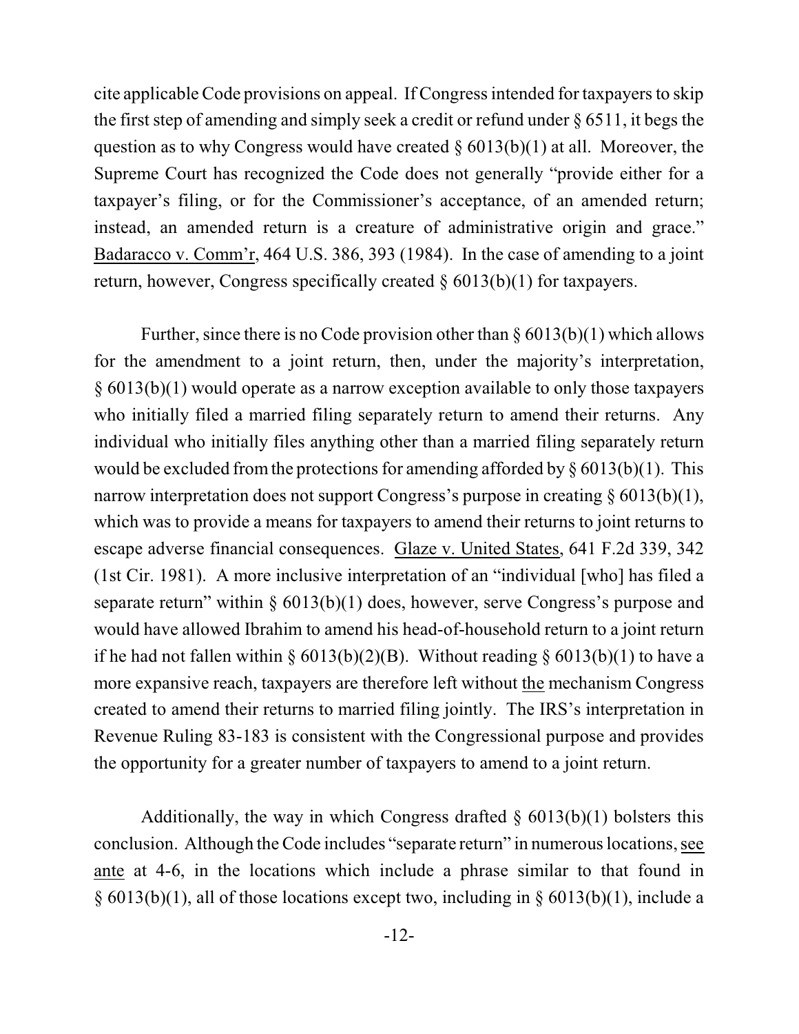cite applicable Code provisions on appeal. If Congress intended for taxpayers to skip the first step of amending and simply seek a credit or refund under § 6511, it begs the question as to why Congress would have created § 6013(b)(1) at all. Moreover, the Supreme Court has recognized the Code does not generally "provide either for a taxpayer's filing, or for the Commissioner's acceptance, of an amended return; instead, an amended return is a creature of administrative origin and grace." Badaracco v. Comm'r, 464 U.S. 386, 393 (1984). In the case of amending to a joint return, however, Congress specifically created § 6013(b)(1) for taxpayers.

Further, since there is no Code provision other than § 6013(b)(1) which allows for the amendment to a joint return, then, under the majority's interpretation, § 6013(b)(1) would operate as a narrow exception available to only those taxpayers who initially filed a married filing separately return to amend their returns. Any individual who initially files anything other than a married filing separately return would be excluded from the protections for amending afforded by § 6013(b)(1). This narrow interpretation does not support Congress's purpose in creating § 6013(b)(1), which was to provide a means for taxpayers to amend their returns to joint returns to escape adverse financial consequences. Glaze v. United States, 641 F.2d 339, 342 (1st Cir. 1981). A more inclusive interpretation of an "individual [who] has filed a separate return" within § 6013(b)(1) does, however, serve Congress's purpose and would have allowed Ibrahim to amend his head-of-household return to a joint return if he had not fallen within § 6013(b)(2)(B). Without reading § 6013(b)(1) to have a more expansive reach, taxpayers are therefore left without the mechanism Congress created to amend their returns to married filing jointly. The IRS's interpretation in Revenue Ruling 83-183 is consistent with the Congressional purpose and provides the opportunity for a greater number of taxpayers to amend to a joint return.

Additionally, the way in which Congress drafted § 6013(b)(1) bolsters this conclusion. Although the Code includes "separate return" in numerous locations, see ante at 4-6, in the locations which include a phrase similar to that found in § 6013(b)(1), all of those locations except two, including in § 6013(b)(1), include a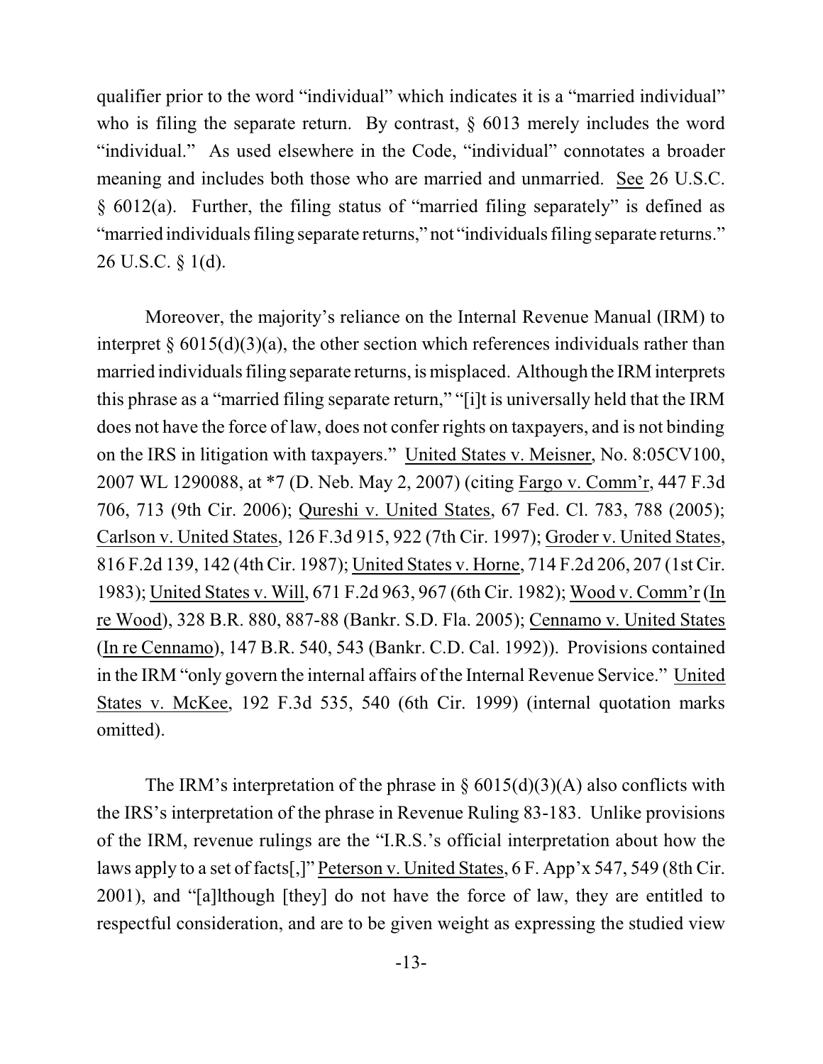qualifier prior to the word "individual" which indicates it is a "married individual" who is filing the separate return. By contrast, § 6013 merely includes the word "individual." As used elsewhere in the Code, "individual" connotates a broader meaning and includes both those who are married and unmarried. See 26 U.S.C. § 6012(a). Further, the filing status of "married filing separately" is defined as "married individuals filing separate returns," not "individuals filing separate returns." 26 U.S.C. § 1(d).

Moreover, the majority's reliance on the Internal Revenue Manual (IRM) to interpret § 6015(d)(3)(a), the other section which references individuals rather than married individuals filing separate returns, is misplaced. Although the IRM interprets this phrase as a "married filing separate return," "[i]t is universally held that the IRM does not have the force of law, does not confer rights on taxpayers, and is not binding on the IRS in litigation with taxpayers." United States v. Meisner, No. 8:05CV100, 2007 WL 1290088, at *7 (D. Neb. May 2, 2007) (citing Fargo v. Comm'r, 447 F.3d 706, 713 (9th Cir. 2006); Qureshi v. United States, 67 Fed. Cl. 783, 788 (2005); Carlson v. United States, 126 F.3d 915, 922 (7th Cir. 1997); Groder v. United States, 816 F.2d 139, 142 (4th Cir. 1987); United States v. Horne, 714 F.2d 206, 207 (1st Cir. 1983); United States v. Will, 671 F.2d 963, 967 (6th Cir. 1982); Wood v. Comm'r (In re Wood), 328 B.R. 880, 887-88 (Bankr. S.D. Fla. 2005); Cennamo v. United States (In re Cennamo), 147 B.R. 540, 543 (Bankr. C.D. Cal. 1992)). Provisions contained in the IRM "only govern the internal affairs of the Internal Revenue Service." United States v. McKee, 192 F.3d 535, 540 (6th Cir. 1999) (internal quotation marks omitted).

The IRM's interpretation of the phrase in § 6015(d)(3)(A) also conflicts with the IRS's interpretation of the phrase in Revenue Ruling 83-183. Unlike provisions of the IRM, revenue rulings are the "I.R.S.'s official interpretation about how the laws apply to a set of facts[,]" Peterson v. United States, 6 F. App'x 547, 549 (8th Cir. 2001), and "[a]lthough [they] do not have the force of law, they are entitled to respectful consideration, and are to be given weight as expressing the studied view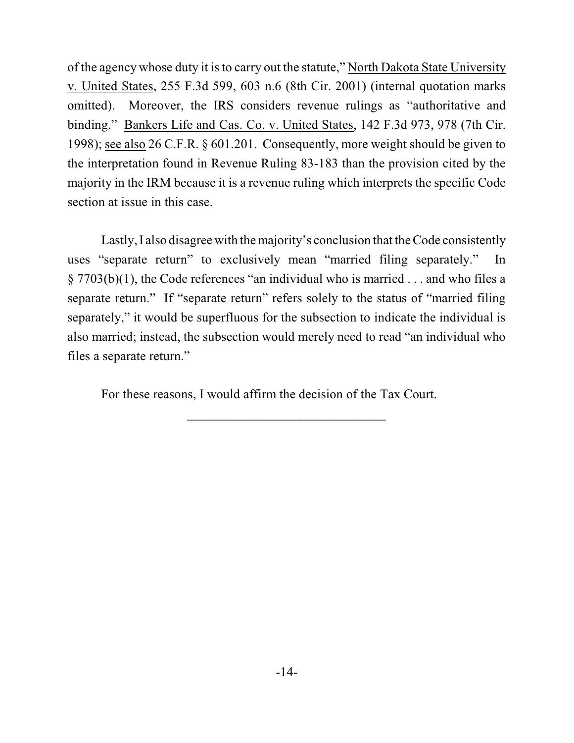of the agency whose duty it is to carry out the statute," North Dakota State University v. United States, 255 F.3d 599, 603 n.6 (8th Cir. 2001) (internal quotation marks omitted). Moreover, the IRS considers revenue rulings as "authoritative and binding." Bankers Life and Cas. Co. v. United States, 142 F.3d 973, 978 (7th Cir. 1998); see also 26 C.F.R. § 601.201. Consequently, more weight should be given to the interpretation found in Revenue Ruling 83-183 than the provision cited by the majority in the IRM because it is a revenue ruling which interprets the specific Code section at issue in this case.

Lastly, I also disagree with the majority's conclusion that the Code consistently uses "separate return" to exclusively mean "married filing separately." In § 7703(b)(1), the Code references "an individual who is married . . . and who files a separate return." If "separate return" refers solely to the status of "married filing separately," it would be superfluous for the subsection to indicate the individual is also married; instead, the subsection would merely need to read "an individual who files a separate return."

For these reasons, I would affirm the decision of the Tax Court.

______________________________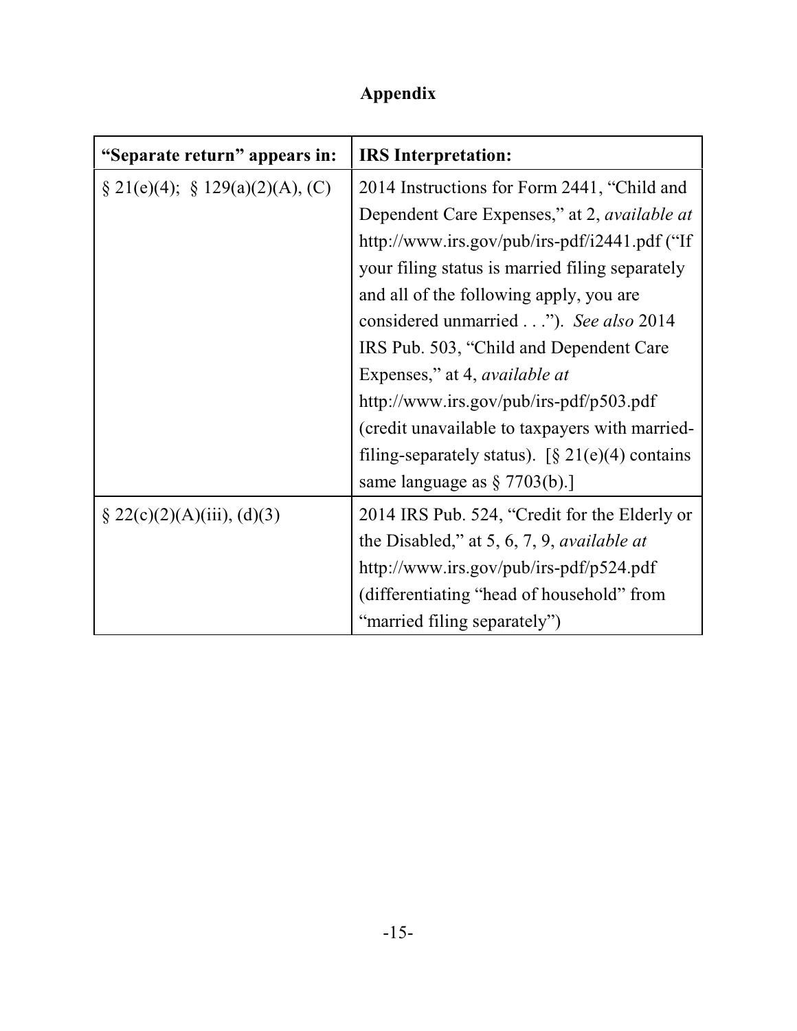## Appendix

| **"Separate return" appears in:** | **IRS Interpretation:** |
|---|---|
| § 21(e)(4); § 129(a)(2)(A), (C) | 2014 Instructions for Form 2441, "Child and Dependent Care Expenses," at 2, *available at* http://www.irs.gov/pub/irs-pdf/i2441.pdf ("If your filing status is married filing separately and all of the following apply, you are considered unmarried . . ."). *See also* 2014 IRS Pub. 503, "Child and Dependent Care Expenses," at 4, *available at* http://www.irs.gov/pub/irs-pdf/p503.pdf (credit unavailable to taxpayers with married-filing-separately status). [§ 21(e)(4) contains same language as § 7703(b).] |
| § 22(c)(2)(A)(iii), (d)(3) | 2014 IRS Pub. 524, "Credit for the Elderly or the Disabled," at 5, 6, 7, 9, *available at* http://www.irs.gov/pub/irs-pdf/p524.pdf (differentiating "head of household" from "married filing separately") |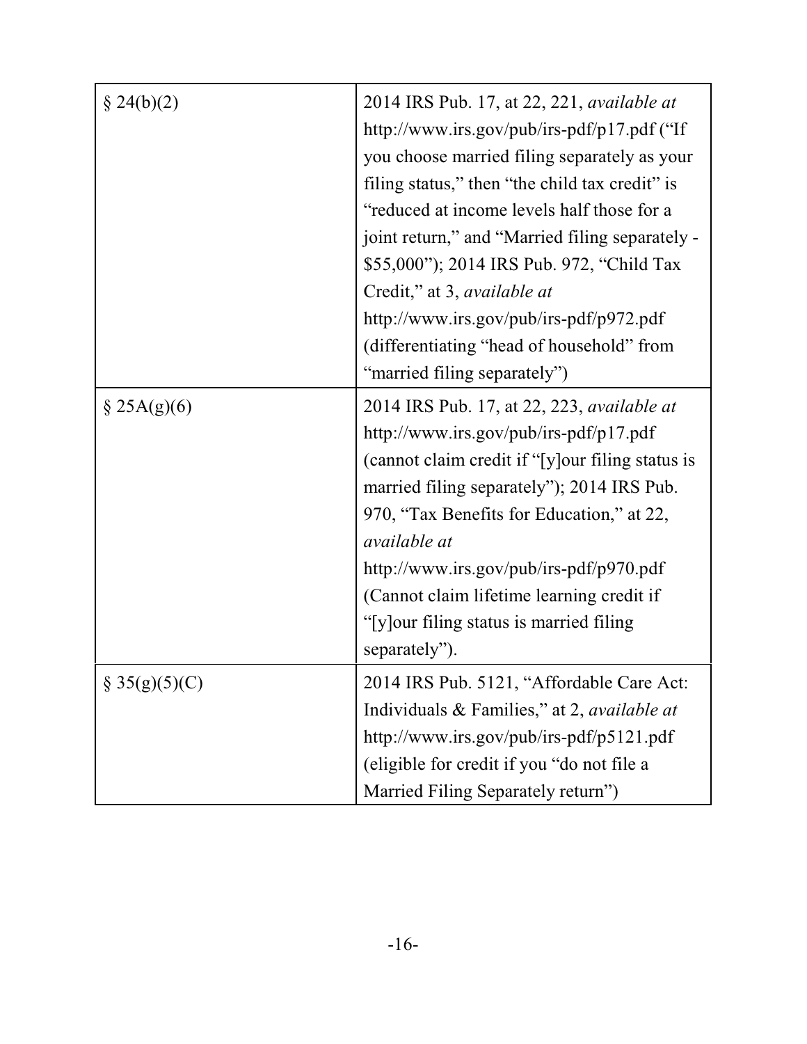| | |
|---|---|
| § 24(b)(2) | 2014 IRS Pub. 17, at 22, 221, *available at* http://www.irs.gov/pub/irs-pdf/p17.pdf ("If you choose married filing separately as your filing status," then "the child tax credit" is "reduced at income levels half those for a joint return," and "Married filing separately - $55,000"); 2014 IRS Pub. 972, "Child Tax Credit," at 3, *available at* http://www.irs.gov/pub/irs-pdf/p972.pdf (differentiating "head of household" from "married filing separately") |
| § 25A(g)(6) | 2014 IRS Pub. 17, at 22, 223, *available at* http://www.irs.gov/pub/irs-pdf/p17.pdf (cannot claim credit if "[y]our filing status is married filing separately"); 2014 IRS Pub. 970, "Tax Benefits for Education," at 22, *available at* http://www.irs.gov/pub/irs-pdf/p970.pdf (Cannot claim lifetime learning credit if "[y]our filing status is married filing separately"). |
| § 35(g)(5)(C) | 2014 IRS Pub. 5121, "Affordable Care Act: Individuals & Families," at 2, *available at* http://www.irs.gov/pub/irs-pdf/p5121.pdf (eligible for credit if you "do not file a Married Filing Separately return") |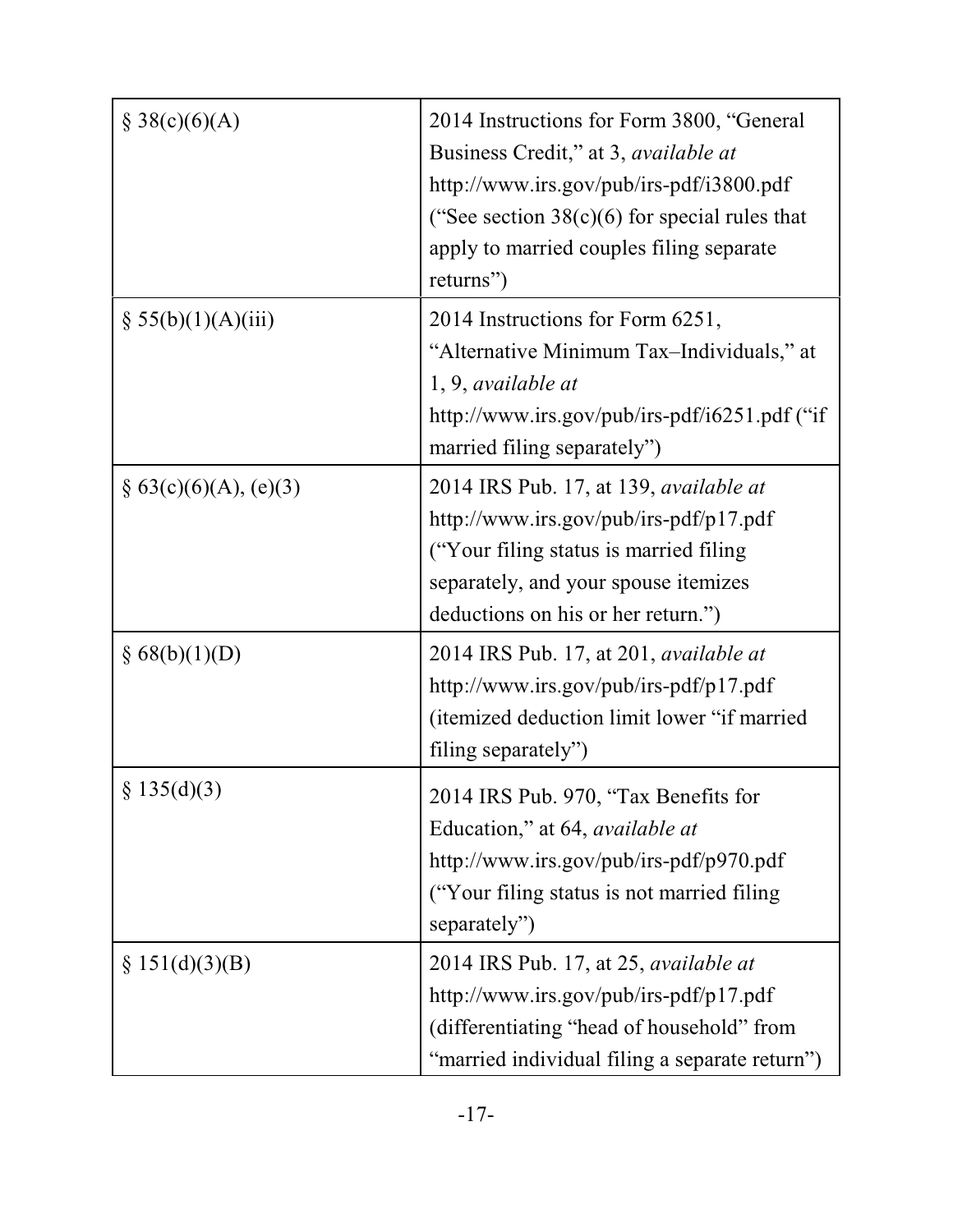| | |
|---|---|
| § 38(c)(6)(A) | 2014 Instructions for Form 3800, "General Business Credit," at 3, *available at* http://www.irs.gov/pub/irs-pdf/i3800.pdf ("See section 38(c)(6) for special rules that apply to married couples filing separate returns") |
| § 55(b)(1)(A)(iii) | 2014 Instructions for Form 6251, "Alternative Minimum Tax–Individuals," at 1, 9, *available at* http://www.irs.gov/pub/irs-pdf/i6251.pdf ("if married filing separately") |
| § 63(c)(6)(A), (e)(3) | 2014 IRS Pub. 17, at 139, *available at* http://www.irs.gov/pub/irs-pdf/p17.pdf ("Your filing status is married filing separately, and your spouse itemizes deductions on his or her return.") |
| § 68(b)(1)(D) | 2014 IRS Pub. 17, at 201, *available at* http://www.irs.gov/pub/irs-pdf/p17.pdf (itemized deduction limit lower "if married filing separately") |
| § 135(d)(3) | 2014 IRS Pub. 970, "Tax Benefits for Education," at 64, *available at* http://www.irs.gov/pub/irs-pdf/p970.pdf ("Your filing status is not married filing separately") |
| § 151(d)(3)(B) | 2014 IRS Pub. 17, at 25, *available at* http://www.irs.gov/pub/irs-pdf/p17.pdf (differentiating "head of household" from "married individual filing a separate return") |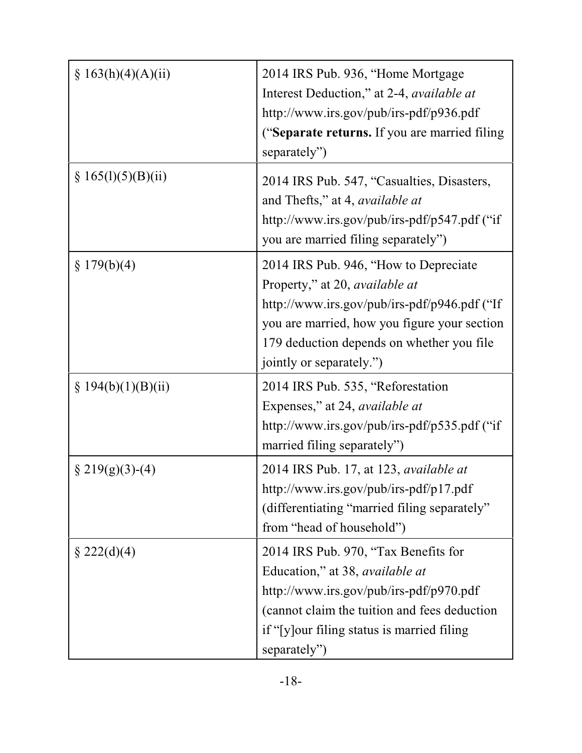| | |
|---|---|
| § 163(h)(4)(A)(ii) | 2014 IRS Pub. 936, "Home Mortgage Interest Deduction," at 2-4, *available at* http://www.irs.gov/pub/irs-pdf/p936.pdf ("**Separate returns.** If you are married filing separately") |
| § 165(l)(5)(B)(ii) | 2014 IRS Pub. 547, "Casualties, Disasters, and Thefts," at 4, *available at* http://www.irs.gov/pub/irs-pdf/p547.pdf ("if you are married filing separately") |
| § 179(b)(4) | 2014 IRS Pub. 946, "How to Depreciate Property," at 20, *available at* http://www.irs.gov/pub/irs-pdf/p946.pdf ("If you are married, how you figure your section 179 deduction depends on whether you file jointly or separately.") |
| § 194(b)(1)(B)(ii) | 2014 IRS Pub. 535, "Reforestation Expenses," at 24, *available at* http://www.irs.gov/pub/irs-pdf/p535.pdf ("if married filing separately") |
| § 219(g)(3)-(4) | 2014 IRS Pub. 17, at 123, *available at* http://www.irs.gov/pub/irs-pdf/p17.pdf (differentiating "married filing separately" from "head of household") |
| § 222(d)(4) | 2014 IRS Pub. 970, "Tax Benefits for Education," at 38, *available at* http://www.irs.gov/pub/irs-pdf/p970.pdf (cannot claim the tuition and fees deduction if "[y]our filing status is married filing separately") |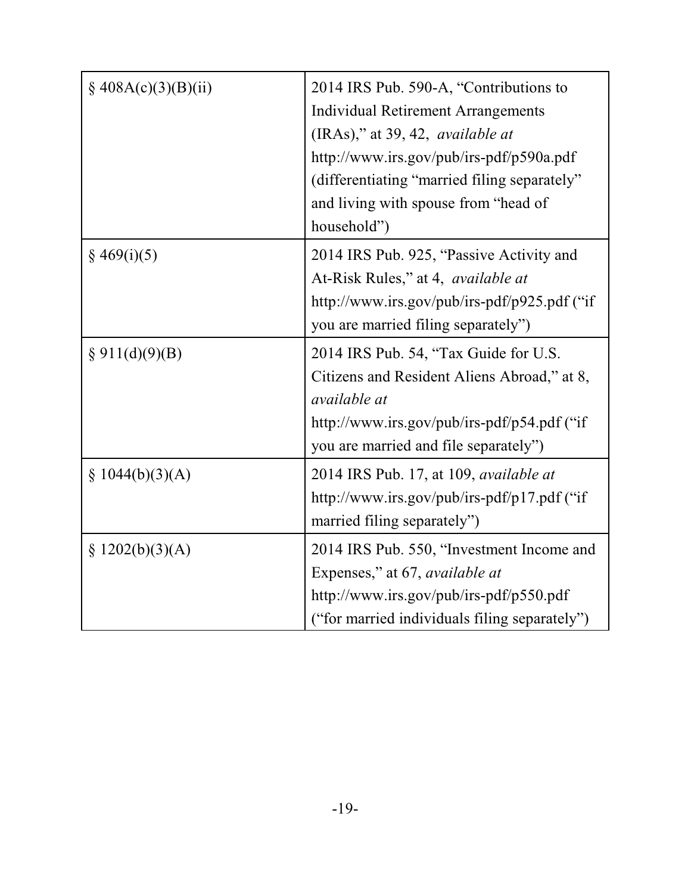| | |
|---|---|
| § 408A(c)(3)(B)(ii) | 2014 IRS Pub. 590-A, "Contributions to Individual Retirement Arrangements (IRAs)," at 39, 42, *available at* http://www.irs.gov/pub/irs-pdf/p590a.pdf (differentiating "married filing separately" and living with spouse from "head of household") |
| § 469(i)(5) | 2014 IRS Pub. 925, "Passive Activity and At-Risk Rules," at 4, *available at* http://www.irs.gov/pub/irs-pdf/p925.pdf ("if you are married filing separately") |
| § 911(d)(9)(B) | 2014 IRS Pub. 54, "Tax Guide for U.S. Citizens and Resident Aliens Abroad," at 8, *available at* http://www.irs.gov/pub/irs-pdf/p54.pdf ("if you are married and file separately") |
| § 1044(b)(3)(A) | 2014 IRS Pub. 17, at 109, *available at* http://www.irs.gov/pub/irs-pdf/p17.pdf ("if married filing separately") |
| § 1202(b)(3)(A) | 2014 IRS Pub. 550, "Investment Income and Expenses," at 67, *available at* http://www.irs.gov/pub/irs-pdf/p550.pdf ("for married individuals filing separately") |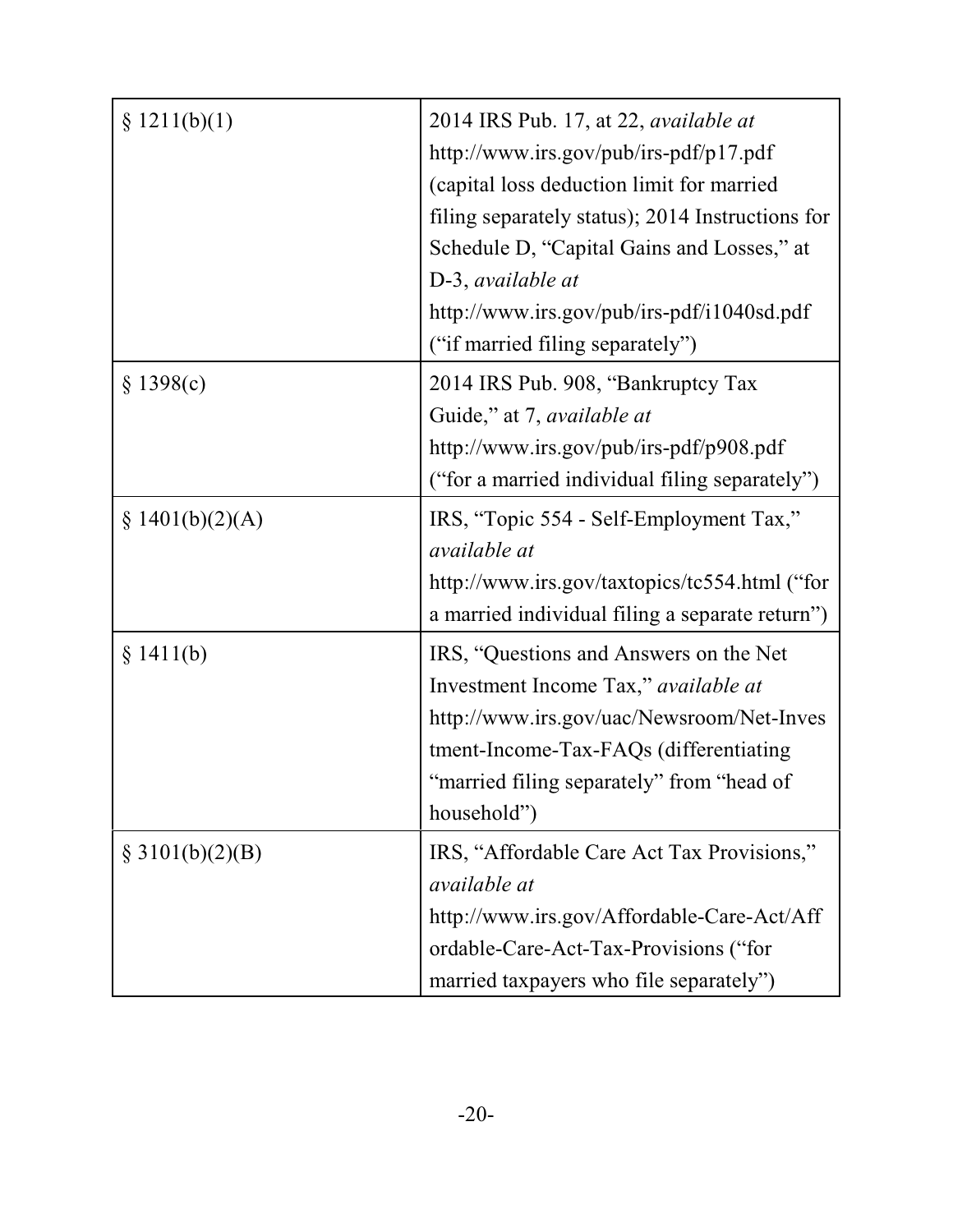| | |
|---|---|
| § 1211(b)(1) | 2014 IRS Pub. 17, at 22, *available at* http://www.irs.gov/pub/irs-pdf/p17.pdf (capital loss deduction limit for married filing separately status); 2014 Instructions for Schedule D, "Capital Gains and Losses," at D-3, *available at* http://www.irs.gov/pub/irs-pdf/i1040sd.pdf ("if married filing separately") |
| § 1398(c) | 2014 IRS Pub. 908, "Bankruptcy Tax Guide," at 7, *available at* http://www.irs.gov/pub/irs-pdf/p908.pdf ("for a married individual filing separately") |
| § 1401(b)(2)(A) | IRS, "Topic 554 - Self-Employment Tax," *available at* http://www.irs.gov/taxtopics/tc554.html ("for a married individual filing a separate return") |
| § 1411(b) | IRS, "Questions and Answers on the Net Investment Income Tax," *available at* http://www.irs.gov/uac/Newsroom/Net-Investment-Income-Tax-FAQs (differentiating "married filing separately" from "head of household") |
| § 3101(b)(2)(B) | IRS, "Affordable Care Act Tax Provisions," *available at* http://www.irs.gov/Affordable-Care-Act/Affordable-Care-Act-Tax-Provisions ("for married taxpayers who file separately") |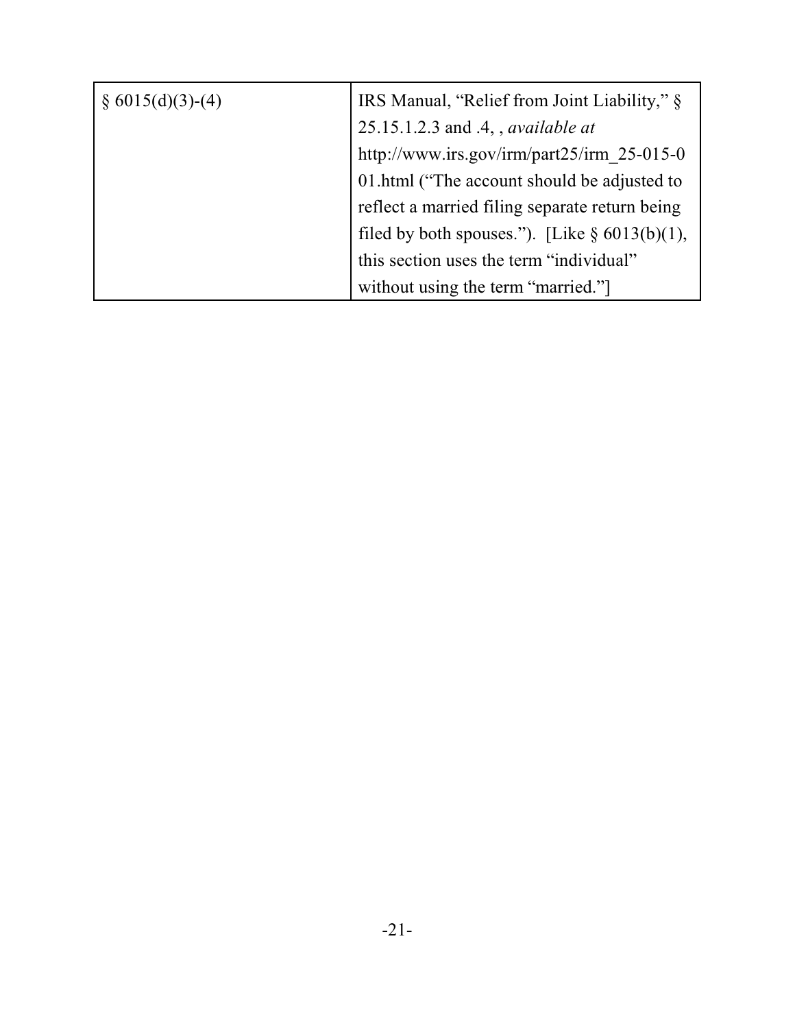| | |
|---|---|
| § 6015(d)(3)-(4) | IRS Manual, "Relief from Joint Liability," § 25.15.1.2.3 and .4, , *available at* http://www.irs.gov/irm/part25/irm_25-015-001.html ("The account should be adjusted to reflect a married filing separate return being filed by both spouses."). [Like § 6013(b)(1), this section uses the term "individual" without using the term "married."] |